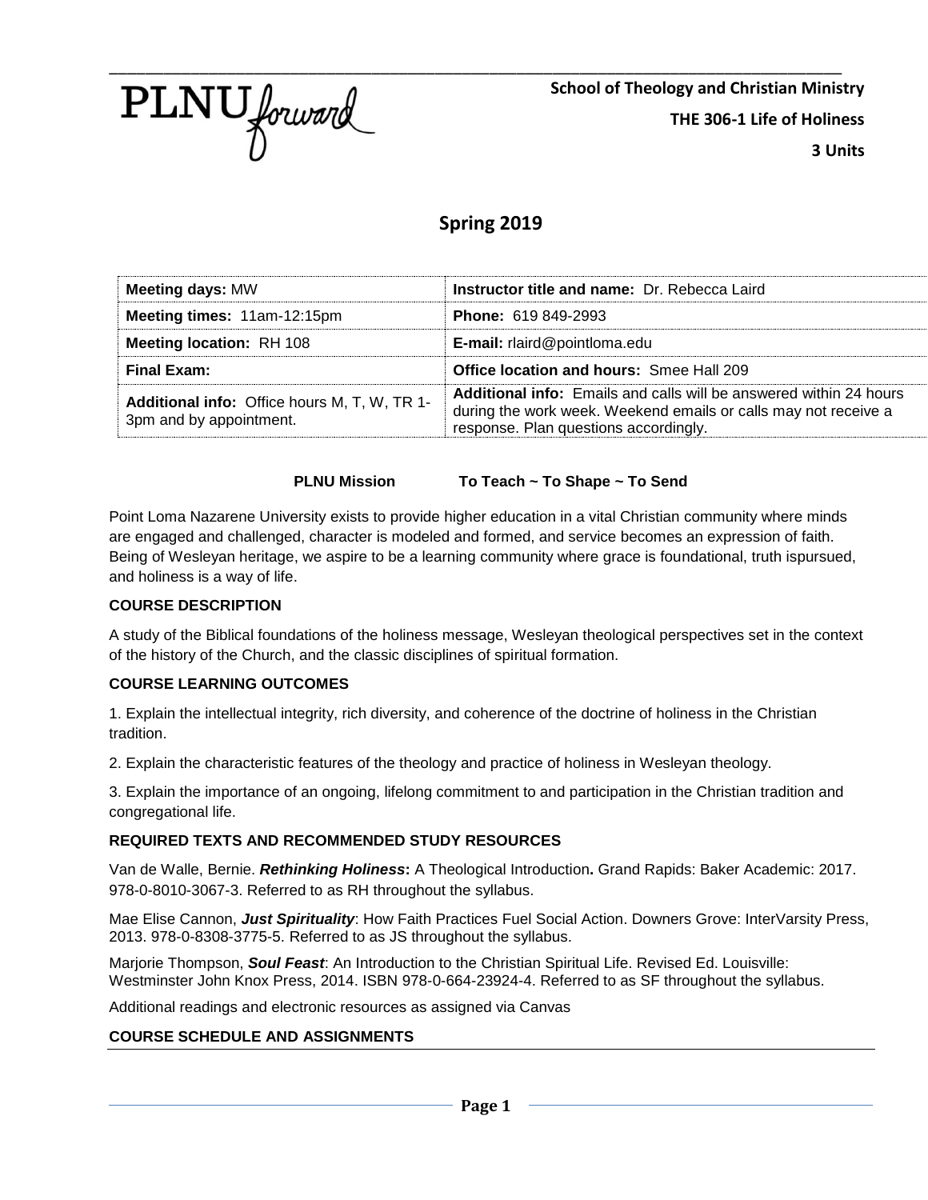PLNU forward

**School of Theology and Christian Ministry**

**THE 306-1 Life of Holiness**

**3 Units**

## Spring 2019

| **Meeting days:** MW | **Instructor title and name:** Dr. Rebecca Laird |
|---|---|
| **Meeting times:** 11am-12:15pm | **Phone:** 619 849-2993 |
| **Meeting location:** RH 108 | **E-mail:** rlaird@pointloma.edu |
| **Final Exam:** | **Office location and hours:** Smee Hall 209 |
| **Additional info:** Office hours M, T, W, TR 1-3pm and by appointment. | **Additional info:** Emails and calls will be answered within 24 hours during the work week. Weekend emails or calls may not receive a response. Plan questions accordingly. |

**PLNU Mission To Teach ~ To Shape ~ To Send**

Point Loma Nazarene University exists to provide higher education in a vital Christian community where minds are engaged and challenged, character is modeled and formed, and service becomes an expression of faith. Being of Wesleyan heritage, we aspire to be a learning community where grace is foundational, truth ispursued, and holiness is a way of life.

### COURSE DESCRIPTION

A study of the Biblical foundations of the holiness message, Wesleyan theological perspectives set in the context of the history of the Church, and the classic disciplines of spiritual formation.

### COURSE LEARNING OUTCOMES

1. Explain the intellectual integrity, rich diversity, and coherence of the doctrine of holiness in the Christian tradition.

2. Explain the characteristic features of the theology and practice of holiness in Wesleyan theology.

3. Explain the importance of an ongoing, lifelong commitment to and participation in the Christian tradition and congregational life.

### REQUIRED TEXTS AND RECOMMENDED STUDY RESOURCES

Van de Walle, Bernie. ***Rethinking Holiness*: A Theological Introduction.** Grand Rapids: Baker Academic: 2017. 978-0-8010-3067-3. Referred to as RH throughout the syllabus.

Mae Elise Cannon, ***Just Spirituality***: How Faith Practices Fuel Social Action. Downers Grove: InterVarsity Press, 2013. 978-0-8308-3775-5. Referred to as JS throughout the syllabus.

Marjorie Thompson, ***Soul Feast***: An Introduction to the Christian Spiritual Life. Revised Ed. Louisville: Westminster John Knox Press, 2014. ISBN 978-0-664-23924-4. Referred to as SF throughout the syllabus.

Additional readings and electronic resources as assigned via Canvas

### COURSE SCHEDULE AND ASSIGNMENTS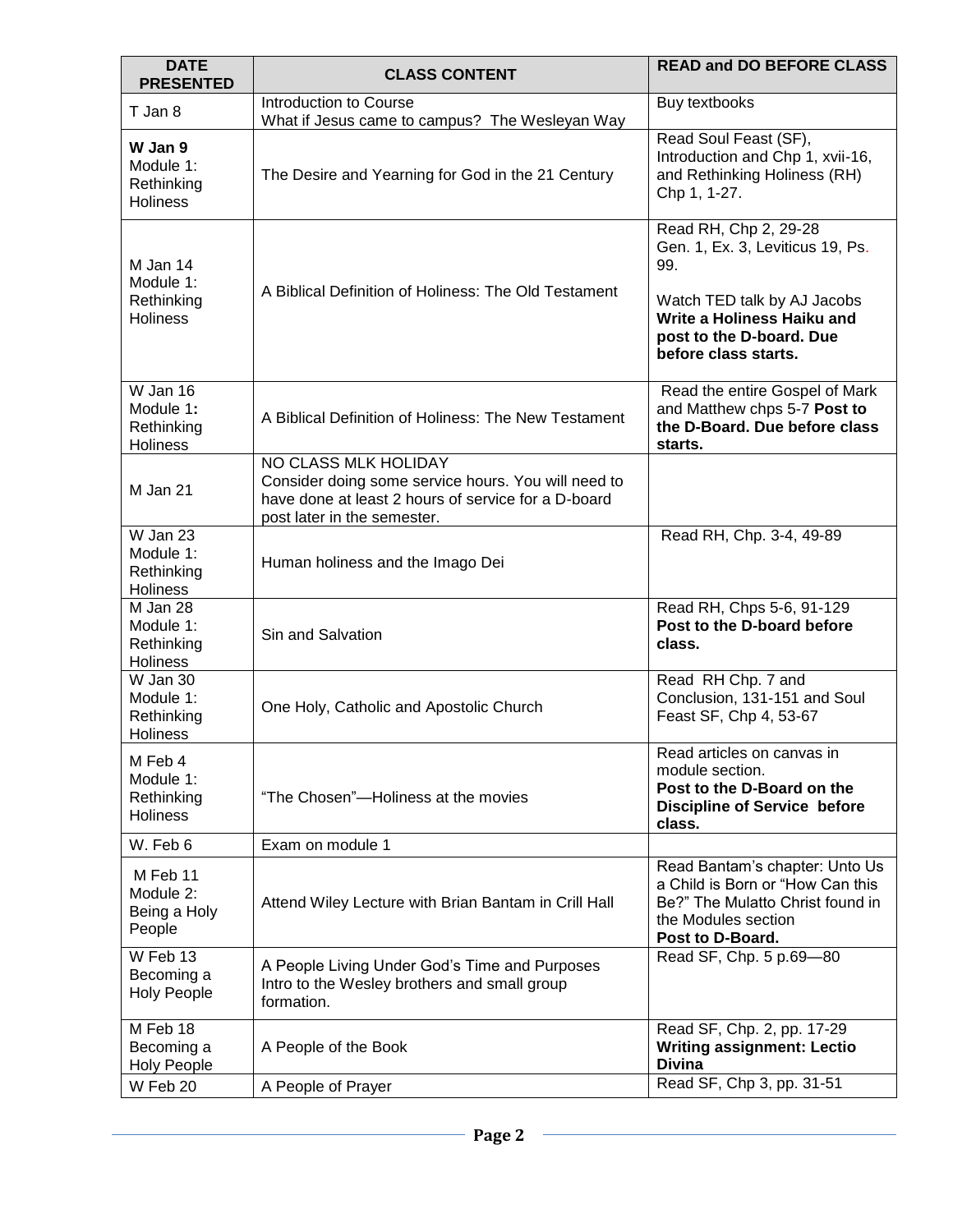| DATE PRESENTED | CLASS CONTENT | READ and DO BEFORE CLASS |
|---|---|---|
| T Jan 8 | Introduction to Course<br>What if Jesus came to campus? The Wesleyan Way | Buy textbooks |
| **W Jan 9**<br>Module 1: Rethinking Holiness | The Desire and Yearning for God in the 21 Century | Read Soul Feast (SF), Introduction and Chp 1, xvii-16, and Rethinking Holiness (RH) Chp 1, 1-27. |
| M Jan 14<br>Module 1: Rethinking Holiness | A Biblical Definition of Holiness: The Old Testament | Read RH, Chp 2, 29-28<br>Gen. 1, Ex. 3, Leviticus 19, Ps. 99.<br><br>Watch TED talk by AJ Jacobs<br>**Write a Holiness Haiku and post to the D-board. Due before class starts.** |
| W Jan 16<br>Module 1**:** Rethinking Holiness | A Biblical Definition of Holiness: The New Testament | Read the entire Gospel of Mark and Matthew chps 5-7 **Post to the D-Board. Due before class starts.** |
| M Jan 21 | NO CLASS MLK HOLIDAY<br>Consider doing some service hours. You will need to have done at least 2 hours of service for a D-board post later in the semester. | |
| W Jan 23<br>Module 1: Rethinking Holiness | Human holiness and the Imago Dei | Read RH, Chp. 3-4, 49-89 |
| M Jan 28<br>Module 1: Rethinking Holiness | Sin and Salvation | Read RH, Chps 5-6, 91-129<br>**Post to the D-board before class.** |
| W Jan 30<br>Module 1: Rethinking Holiness | One Holy, Catholic and Apostolic Church | Read RH Chp. 7 and Conclusion, 131-151 and Soul Feast SF, Chp 4, 53-67 |
| M Feb 4<br>Module 1: Rethinking Holiness | "The Chosen"—Holiness at the movies | Read articles on canvas in module section.<br>**Post to the D-Board on the Discipline of Service before class.** |
| W. Feb 6 | Exam on module 1 | |
| M Feb 11<br>Module 2: Being a Holy People | Attend Wiley Lecture with Brian Bantam in Crill Hall | Read Bantam's chapter: Unto Us a Child is Born or "How Can this Be?" The Mulatto Christ found in the Modules section<br>**Post to D-Board.** |
| W Feb 13<br>Becoming a Holy People | A People Living Under God's Time and Purposes<br>Intro to the Wesley brothers and small group formation. | Read SF, Chp. 5 p.69—80 |
| M Feb 18<br>Becoming a Holy People | A People of the Book | Read SF, Chp. 2, pp. 17-29<br>**Writing assignment: Lectio Divina** |
| W Feb 20 | A People of Prayer | Read SF, Chp 3, pp. 31-51 |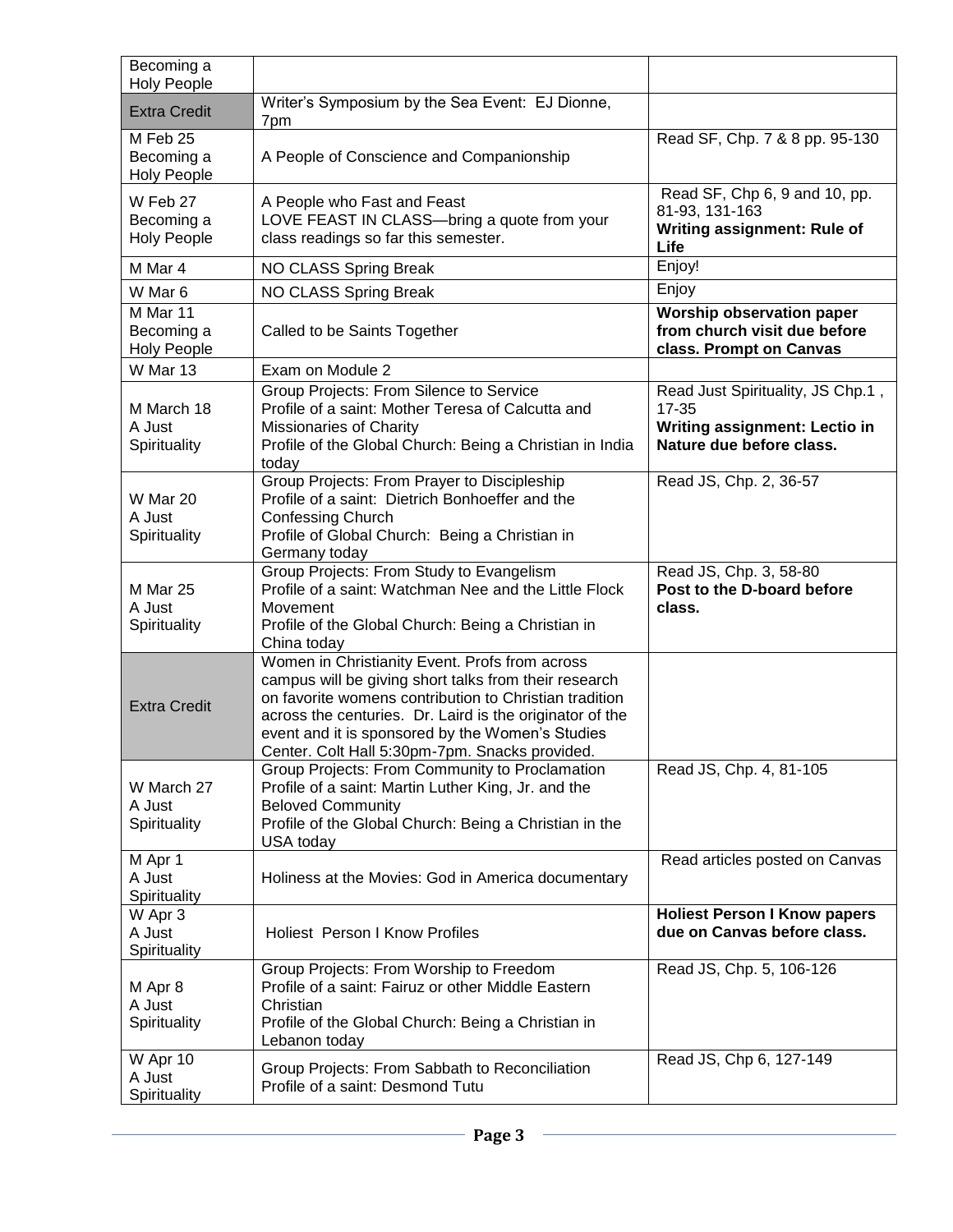| | | |
|---|---|---|
| Becoming a Holy People | | |
| Extra Credit | Writer's Symposium by the Sea Event: EJ Dionne, 7pm | |
| M Feb 25 Becoming a Holy People | A People of Conscience and Companionship | Read SF, Chp. 7 & 8 pp. 95-130 |
| W Feb 27 Becoming a Holy People | A People who Fast and Feast<br>LOVE FEAST IN CLASS—bring a quote from your class readings so far this semester. | Read SF, Chp 6, 9 and 10, pp. 81-93, 131-163<br>**Writing assignment: Rule of Life** |
| M Mar 4 | NO CLASS Spring Break | Enjoy! |
| W Mar 6 | NO CLASS Spring Break | Enjoy |
| M Mar 11 Becoming a Holy People | Called to be Saints Together | **Worship observation paper from church visit due before class. Prompt on Canvas** |
| W Mar 13 | Exam on Module 2 | |
| M March 18 A Just Spirituality | Group Projects: From Silence to Service<br>Profile of a saint: Mother Teresa of Calcutta and Missionaries of Charity<br>Profile of the Global Church: Being a Christian in India today | Read Just Spirituality, JS Chp.1, 17-35<br>**Writing assignment: Lectio in Nature due before class.** |
| W Mar 20 A Just Spirituality | Group Projects: From Prayer to Discipleship<br>Profile of a saint: Dietrich Bonhoeffer and the Confessing Church<br>Profile of Global Church: Being a Christian in Germany today | Read JS, Chp. 2, 36-57 |
| M Mar 25 A Just Spirituality | Group Projects: From Study to Evangelism<br>Profile of a saint: Watchman Nee and the Little Flock Movement<br>Profile of the Global Church: Being a Christian in China today | Read JS, Chp. 3, 58-80<br>**Post to the D-board before class.** |
| Extra Credit | Women in Christianity Event. Profs from across campus will be giving short talks from their research on favorite womens contribution to Christian tradition across the centuries. Dr. Laird is the originator of the event and it is sponsored by the Women's Studies Center. Colt Hall 5:30pm-7pm. Snacks provided. | |
| W March 27 A Just Spirituality | Group Projects: From Community to Proclamation<br>Profile of a saint: Martin Luther King, Jr. and the Beloved Community<br>Profile of the Global Church: Being a Christian in the USA today | Read JS, Chp. 4, 81-105 |
| M Apr 1 A Just Spirituality | Holiness at the Movies: God in America documentary | Read articles posted on Canvas |
| W Apr 3 A Just Spirituality | Holiest Person I Know Profiles | **Holiest Person I Know papers due on Canvas before class.** |
| M Apr 8 A Just Spirituality | Group Projects: From Worship to Freedom<br>Profile of a saint: Fairuz or other Middle Eastern Christian<br>Profile of the Global Church: Being a Christian in Lebanon today | Read JS, Chp. 5, 106-126 |
| W Apr 10 A Just Spirituality | Group Projects: From Sabbath to Reconciliation<br>Profile of a saint: Desmond Tutu | Read JS, Chp 6, 127-149 |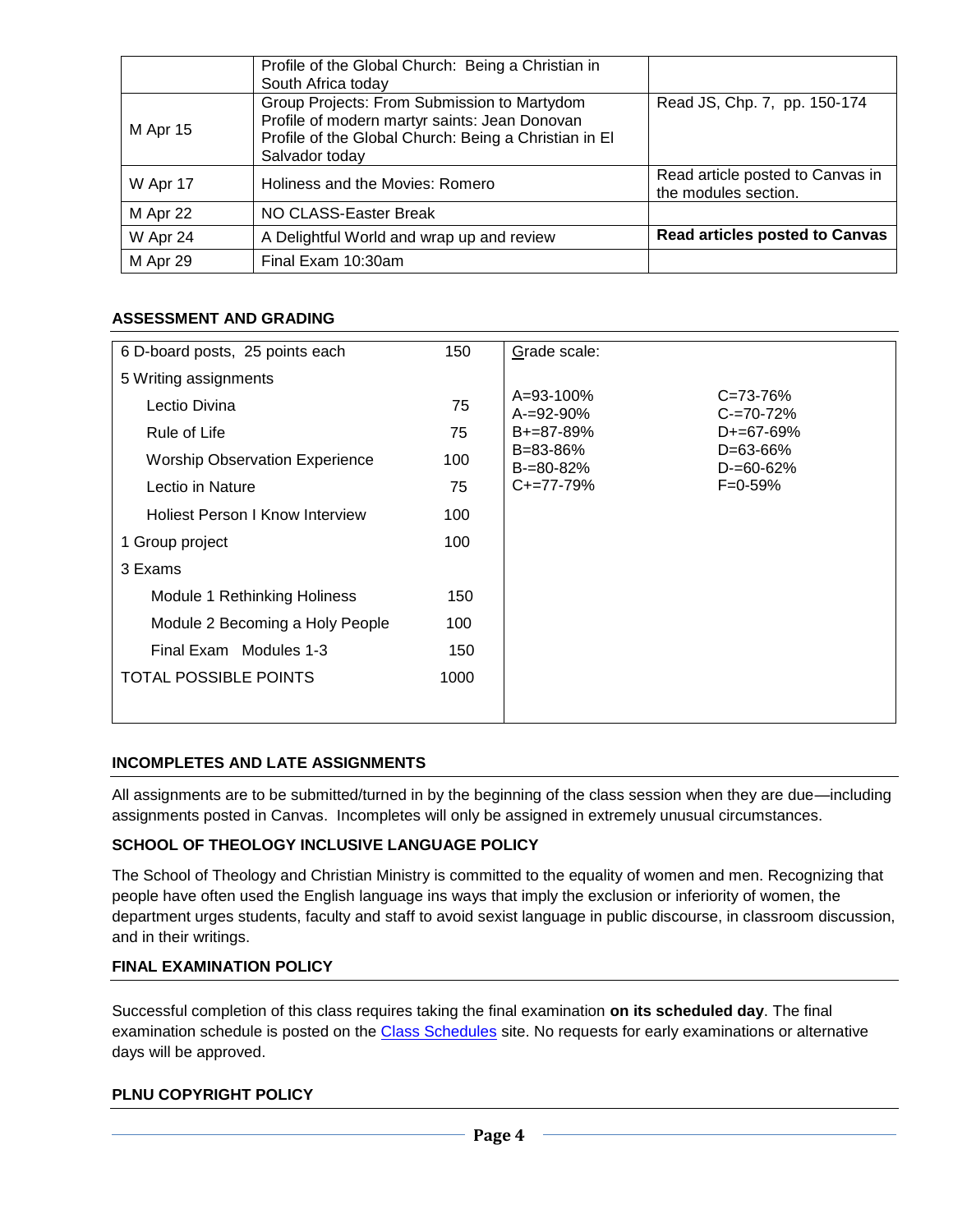| | Profile of the Global Church: Being a Christian in South Africa today | |
|---|---|---|
| M Apr 15 | Group Projects: From Submission to Martydom<br>Profile of modern martyr saints: Jean Donovan<br>Profile of the Global Church: Being a Christian in El Salvador today | Read JS, Chp. 7, pp. 150-174 |
| W Apr 17 | Holiness and the Movies: Romero | Read article posted to Canvas in the modules section. |
| M Apr 22 | NO CLASS-Easter Break | |
| W Apr 24 | A Delightful World and wrap up and review | **Read articles posted to Canvas** |
| M Apr 29 | Final Exam 10:30am | |

### ASSESSMENT AND GRADING

| Assignment | Points | Grade scale: | |
|---|---|---|---|
| 6 D-board posts, 25 points each | 150 | A=93-100% | C=73-76% |
| 5 Writing assignments | | A-=92-90% | C-=70-72% |
| Lectio Divina | 75 | B+=87-89% | D+=67-69% |
| Rule of Life | 75 | B=83-86% | D=63-66% |
| Worship Observation Experience | 100 | B-=80-82% | D-=60-62% |
| Lectio in Nature | 75 | C+=77-79% | F=0-59% |
| Holiest Person I Know Interview | 100 | | |
| 1 Group project | 100 | | |
| 3 Exams | | | |
| Module 1 Rethinking Holiness | 150 | | |
| Module 2 Becoming a Holy People | 100 | | |
| Final Exam Modules 1-3 | 150 | | |
| TOTAL POSSIBLE POINTS | 1000 | | |

### INCOMPLETES AND LATE ASSIGNMENTS

All assignments are to be submitted/turned in by the beginning of the class session when they are due—including assignments posted in Canvas. Incompletes will only be assigned in extremely unusual circumstances.

### SCHOOL OF THEOLOGY INCLUSIVE LANGUAGE POLICY

The School of Theology and Christian Ministry is committed to the equality of women and men. Recognizing that people have often used the English language ins ways that imply the exclusion or inferiority of women, the department urges students, faculty and staff to avoid sexist language in public discourse, in classroom discussion, and in their writings.

### FINAL EXAMINATION POLICY

Successful completion of this class requires taking the final examination **on its scheduled day**. The final examination schedule is posted on the [Class Schedules]() site. No requests for early examinations or alternative days will be approved.

### PLNU COPYRIGHT POLICY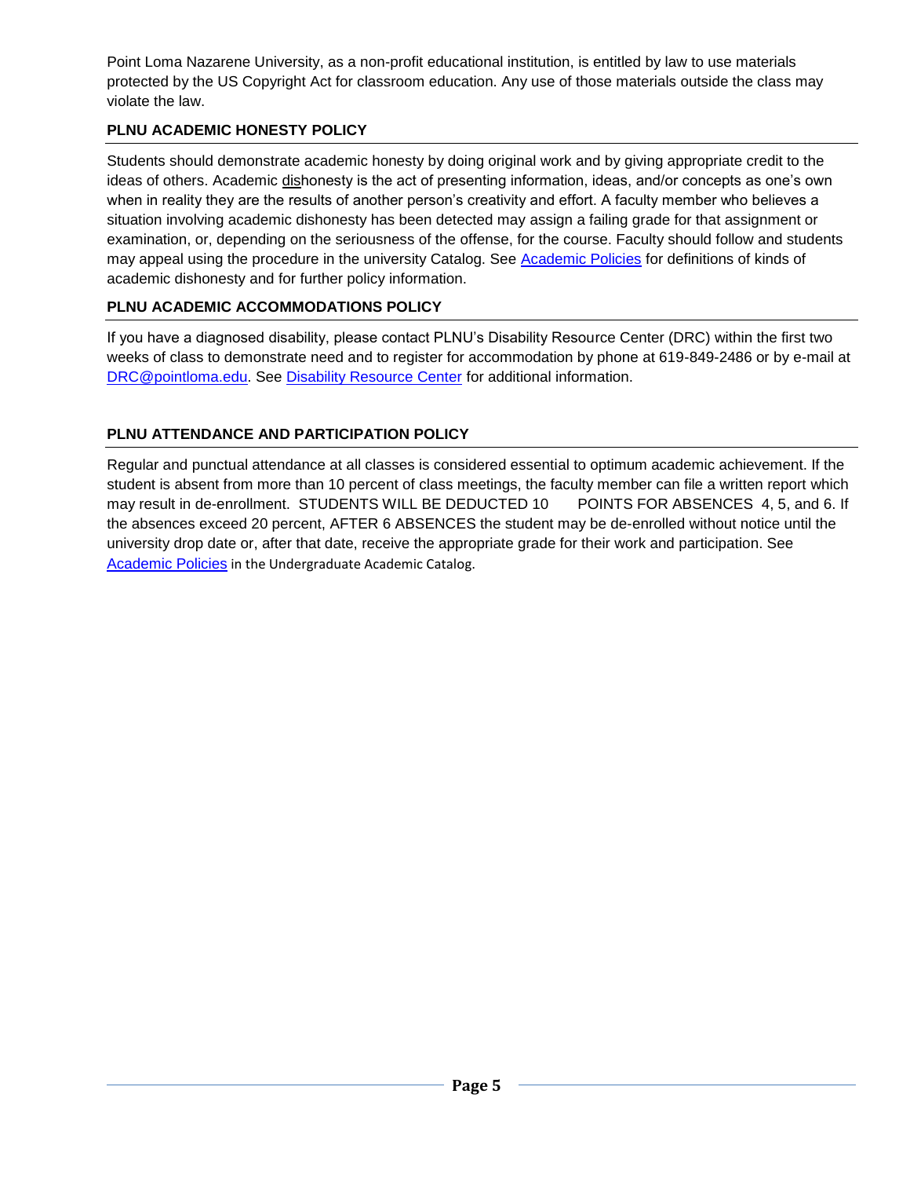Point Loma Nazarene University, as a non-profit educational institution, is entitled by law to use materials protected by the US Copyright Act for classroom education. Any use of those materials outside the class may violate the law.

### PLNU ACADEMIC HONESTY POLICY

Students should demonstrate academic honesty by doing original work and by giving appropriate credit to the ideas of others. Academic dishonesty is the act of presenting information, ideas, and/or concepts as one's own when in reality they are the results of another person's creativity and effort. A faculty member who believes a situation involving academic dishonesty has been detected may assign a failing grade for that assignment or examination, or, depending on the seriousness of the offense, for the course. Faculty should follow and students may appeal using the procedure in the university Catalog. See Academic Policies for definitions of kinds of academic dishonesty and for further policy information.

### PLNU ACADEMIC ACCOMMODATIONS POLICY

If you have a diagnosed disability, please contact PLNU's Disability Resource Center (DRC) within the first two weeks of class to demonstrate need and to register for accommodation by phone at 619-849-2486 or by e-mail at DRC@pointloma.edu. See Disability Resource Center for additional information.

### PLNU ATTENDANCE AND PARTICIPATION POLICY

Regular and punctual attendance at all classes is considered essential to optimum academic achievement. If the student is absent from more than 10 percent of class meetings, the faculty member can file a written report which may result in de-enrollment. STUDENTS WILL BE DEDUCTED 10 POINTS FOR ABSENCES 4, 5, and 6. If the absences exceed 20 percent, AFTER 6 ABSENCES the student may be de-enrolled without notice until the university drop date or, after that date, receive the appropriate grade for their work and participation. See Academic Policies in the Undergraduate Academic Catalog.